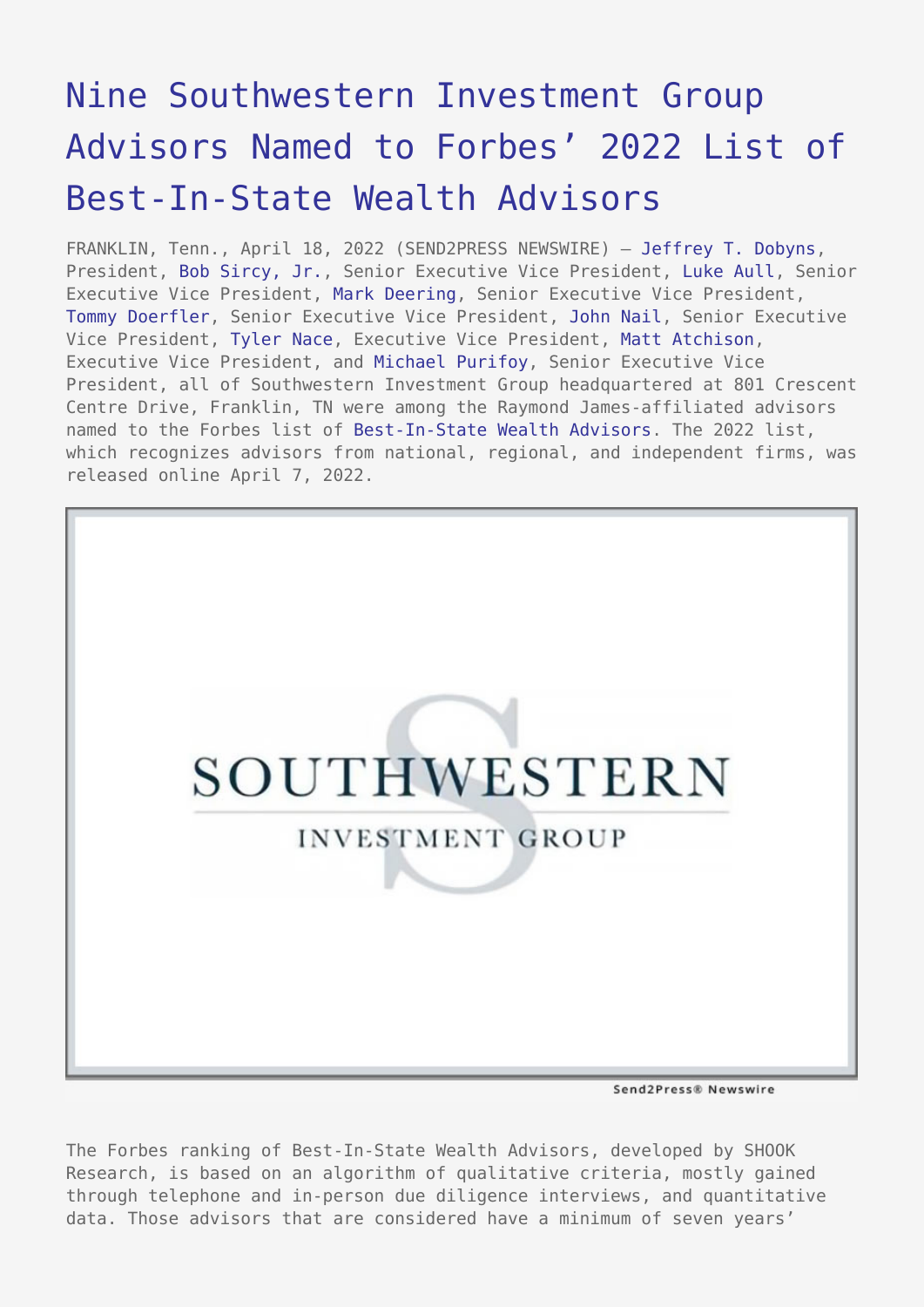# Nine Southwestern Investment Group Advisors Named to Forbes' 2022 List of Best-In-State Wealth Advisors

FRANKLIN, Tenn., April 18, 2022 (SEND2PRESS NEWSWIRE) — Jeffrey T. Dobyns, President, Bob Sircy, Jr., Senior Executive Vice President, Luke Aull, Senior Executive Vice President, Mark Deering, Senior Executive Vice President, Tommy Doerfler, Senior Executive Vice President, John Nail, Senior Executive Vice President, Tyler Nace, Executive Vice President, Matt Atchison, Executive Vice President, and Michael Purifoy, Senior Executive Vice President, all of Southwestern Investment Group headquartered at 801 Crescent Centre Drive, Franklin, TN were among the Raymond James-affiliated advisors named to the Forbes list of Best-In-State Wealth Advisors. The 2022 list, which recognizes advisors from national, regional, and independent firms, was released online April 7, 2022.

SOUTHWESTERN INVESTMENT GROUP

Send2Press® Newswire

The Forbes ranking of Best-In-State Wealth Advisors, developed by SHOOK Research, is based on an algorithm of qualitative criteria, mostly gained through telephone and in-person due diligence interviews, and quantitative data. Those advisors that are considered have a minimum of seven years'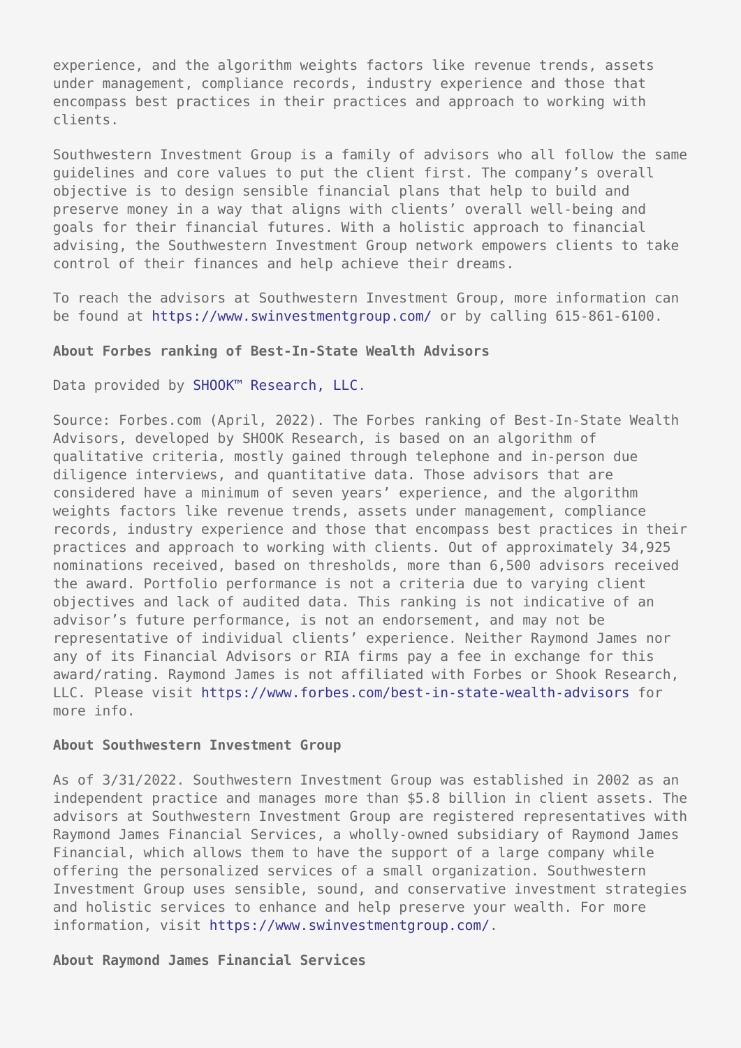experience, and the algorithm weights factors like revenue trends, assets under management, compliance records, industry experience and those that encompass best practices in their practices and approach to working with clients.

Southwestern Investment Group is a family of advisors who all follow the same guidelines and core values to put the client first. The company's overall objective is to design sensible financial plans that help to build and preserve money in a way that aligns with clients' overall well-being and goals for their financial futures. With a holistic approach to financial advising, the Southwestern Investment Group network empowers clients to take control of their finances and help achieve their dreams.

To reach the advisors at Southwestern Investment Group, more information can be found at https://www.swinvestmentgroup.com/ or by calling 615-861-6100.

**About Forbes ranking of Best-In-State Wealth Advisors**

Data provided by SHOOK™ Research, LLC.

Source: Forbes.com (April, 2022). The Forbes ranking of Best-In-State Wealth Advisors, developed by SHOOK Research, is based on an algorithm of qualitative criteria, mostly gained through telephone and in-person due diligence interviews, and quantitative data. Those advisors that are considered have a minimum of seven years' experience, and the algorithm weights factors like revenue trends, assets under management, compliance records, industry experience and those that encompass best practices in their practices and approach to working with clients. Out of approximately 34,925 nominations received, based on thresholds, more than 6,500 advisors received the award. Portfolio performance is not a criteria due to varying client objectives and lack of audited data. This ranking is not indicative of an advisor's future performance, is not an endorsement, and may not be representative of individual clients' experience. Neither Raymond James nor any of its Financial Advisors or RIA firms pay a fee in exchange for this award/rating. Raymond James is not affiliated with Forbes or Shook Research, LLC. Please visit https://www.forbes.com/best-in-state-wealth-advisors for more info.

**About Southwestern Investment Group**

As of 3/31/2022. Southwestern Investment Group was established in 2002 as an independent practice and manages more than $5.8 billion in client assets. The advisors at Southwestern Investment Group are registered representatives with Raymond James Financial Services, a wholly-owned subsidiary of Raymond James Financial, which allows them to have the support of a large company while offering the personalized services of a small organization. Southwestern Investment Group uses sensible, sound, and conservative investment strategies and holistic services to enhance and help preserve your wealth. For more information, visit https://www.swinvestmentgroup.com/.

**About Raymond James Financial Services**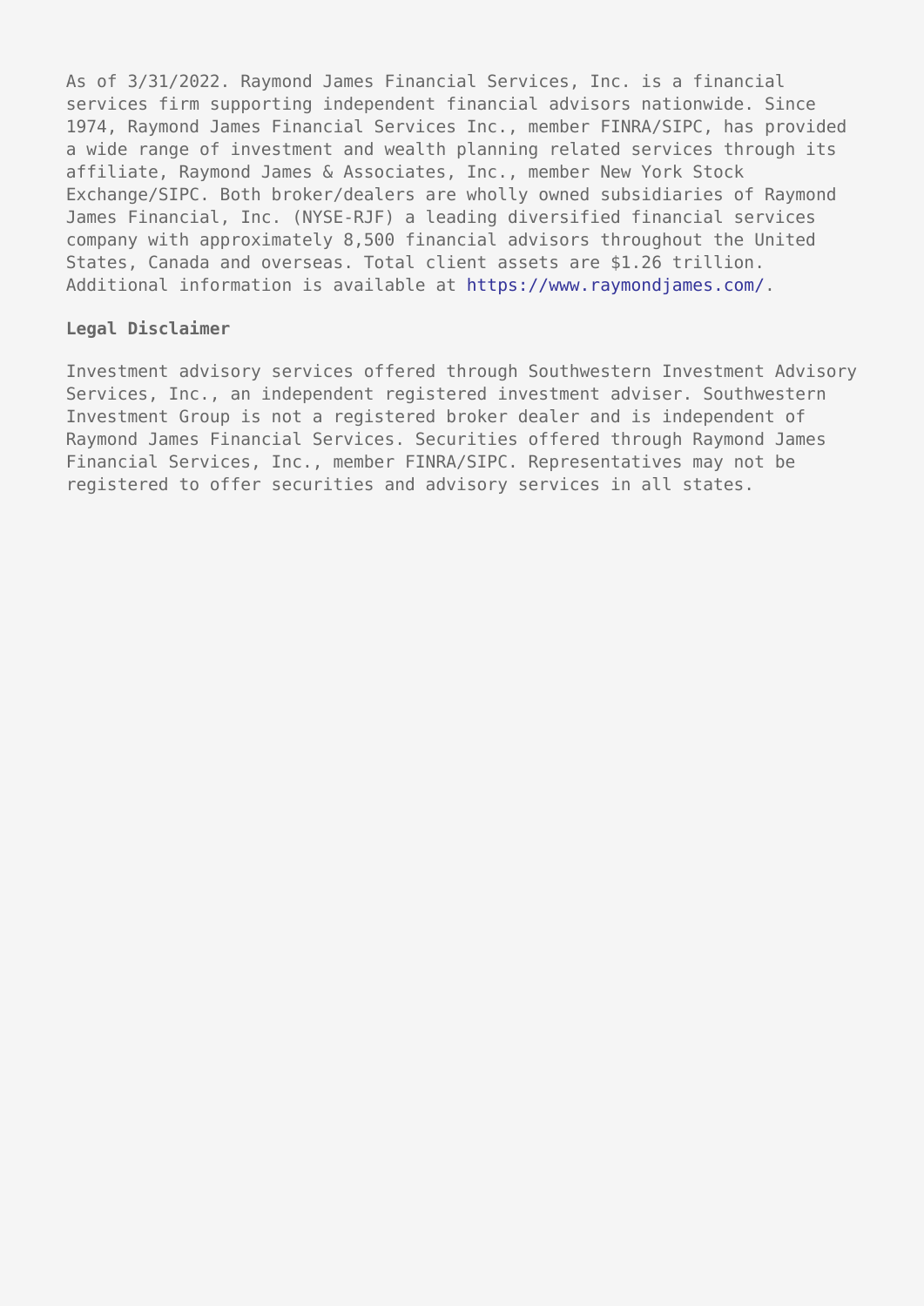As of 3/31/2022. Raymond James Financial Services, Inc. is a financial services firm supporting independent financial advisors nationwide. Since 1974, Raymond James Financial Services Inc., member FINRA/SIPC, has provided a wide range of investment and wealth planning related services through its affiliate, Raymond James & Associates, Inc., member New York Stock Exchange/SIPC. Both broker/dealers are wholly owned subsidiaries of Raymond James Financial, Inc. (NYSE-RJF) a leading diversified financial services company with approximately 8,500 financial advisors throughout the United States, Canada and overseas. Total client assets are $1.26 trillion. Additional information is available at https://www.raymondjames.com/.

**Legal Disclaimer**

Investment advisory services offered through Southwestern Investment Advisory Services, Inc., an independent registered investment adviser. Southwestern Investment Group is not a registered broker dealer and is independent of Raymond James Financial Services. Securities offered through Raymond James Financial Services, Inc., member FINRA/SIPC. Representatives may not be registered to offer securities and advisory services in all states.